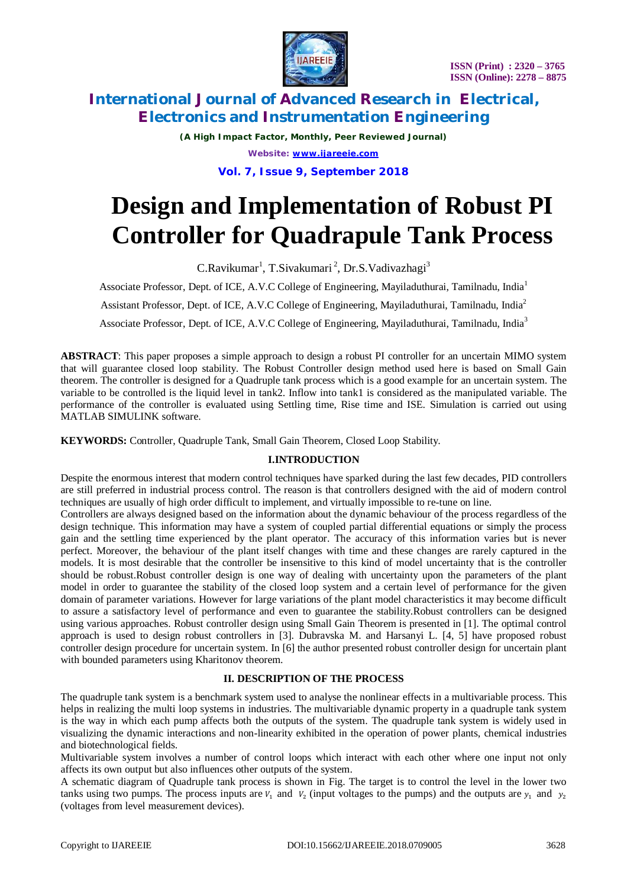# Design and Implementation of Robust PI Controller for Quadrapule Tank Process

C.Ravikumar[1], T.Sivakumari[2], Dr.S.Vadivazhagi[3]

Associate Professor, Dept. of ICE, A.V.C College of Engineering, Mayiladuthurai, Tamilnadu, India[1]

Assistant Professor, Dept. of ICE, A.V.C College of Engineering, Mayiladuthurai, Tamilnadu, India[2]

Associate Professor, Dept. of ICE, A.V.C College of Engineering, Mayiladuthurai, Tamilnadu, India[3]

**ABSTRACT**: This paper proposes a simple approach to design a robust PI controller for an uncertain MIMO system that will guarantee closed loop stability. The Robust Controller design method used here is based on Small Gain theorem. The controller is designed for a Quadruple tank process which is a good example for an uncertain system. The variable to be controlled is the liquid level in tank2. Inflow into tank1 is considered as the manipulated variable. The performance of the controller is evaluated using Settling time, Rise time and ISE. Simulation is carried out using MATLAB SIMULINK software.

**KEYWORDS:** Controller, Quadruple Tank, Small Gain Theorem, Closed Loop Stability.

## I.INTRODUCTION

Despite the enormous interest that modern control techniques have sparked during the last few decades, PID controllers are still preferred in industrial process control. The reason is that controllers designed with the aid of modern control techniques are usually of high order difficult to implement, and virtually impossible to re-tune on line.

Controllers are always designed based on the information about the dynamic behaviour of the process regardless of the design technique. This information may have a system of coupled partial differential equations or simply the process gain and the settling time experienced by the plant operator. The accuracy of this information varies but is never perfect. Moreover, the behaviour of the plant itself changes with time and these changes are rarely captured in the models. It is most desirable that the controller be insensitive to this kind of model uncertainty that is the controller should be robust.Robust controller design is one way of dealing with uncertainty upon the parameters of the plant model in order to guarantee the stability of the closed loop system and a certain level of performance for the given domain of parameter variations. However for large variations of the plant model characteristics it may become difficult to assure a satisfactory level of performance and even to guarantee the stability.Robust controllers can be designed using various approaches. Robust controller design using Small Gain Theorem is presented in [1]. The optimal control approach is used to design robust controllers in [3]. Dubravska M. and Harsanyi L. [4, 5] have proposed robust controller design procedure for uncertain system. In [6] the author presented robust controller design for uncertain plant with bounded parameters using Kharitonov theorem.

## II. DESCRIPTION OF THE PROCESS

The quadruple tank system is a benchmark system used to analyse the nonlinear effects in a multivariable process. This helps in realizing the multi loop systems in industries. The multivariable dynamic property in a quadruple tank system is the way in which each pump affects both the outputs of the system. The quadruple tank system is widely used in visualizing the dynamic interactions and non-linearity exhibited in the operation of power plants, chemical industries and biotechnological fields.

Multivariable system involves a number of control loops which interact with each other where one input not only affects its own output but also influences other outputs of the system.

A schematic diagram of Quadruple tank process is shown in Fig. The target is to control the level in the lower two tanks using two pumps. The process inputs are $v_1$ and $v_2$ (input voltages to the pumps) and the outputs are $y_1$ and $y_2$ (voltages from level measurement devices).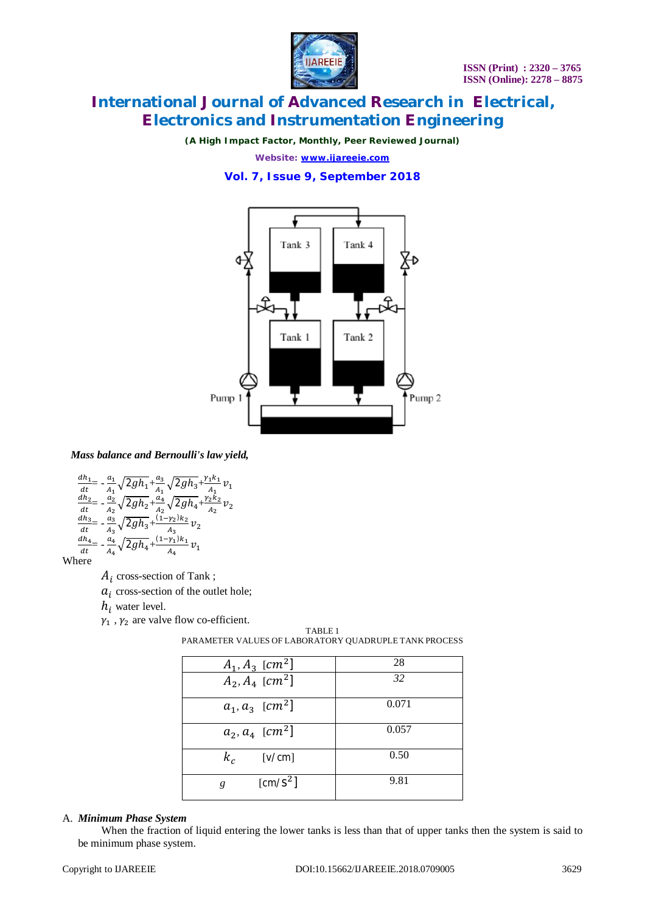***Mass balance and Bernoulli's law yield,***

$$\frac{dh_1}{dt} = -\frac{a_1}{A_1}\sqrt{2gh_1} + \frac{a_3}{A_1}\sqrt{2gh_3} + \frac{\gamma_1 k_1}{A_1} v_1$$

$$\frac{dh_2}{dt} = -\frac{a_2}{A_2}\sqrt{2gh_2} + \frac{a_4}{A_2}\sqrt{2gh_4} + \frac{\gamma_2 k_2}{A_2} v_2$$

$$\frac{dh_3}{dt} = -\frac{a_3}{A_3}\sqrt{2gh_3} + \frac{(1-\gamma_2) k_2}{A_3} v_2$$

$$\frac{dh_4}{dt} = -\frac{a_4}{A_4}\sqrt{2gh_4} + \frac{(1-\gamma_1) k_1}{A_4} v_1$$

Where

$A_i$ cross-section of Tank ;
$a_i$ cross-section of the outlet hole;
$h_i$ water level.
$\gamma_1$ , $\gamma_2$ are valve flow co-efficient.

TABLE 1
PARAMETER VALUES OF LABORATORY QUADRUPLE TANK PROCESS

| Parameter | Value |
|---|---|
| $A_1, A_3$ $[cm^2]$ | 28 |
| $A_2, A_4$ $[cm^2]$ | 32 |
| $a_1, a_3$ $[cm^2]$ | 0.071 |
| $a_2, a_4$ $[cm^2]$ | 0.057 |
| $k_c$ [V/cm] | 0.50 |
| $g$ [cm/s$^2$] | 9.81 |

A. ***Minimum Phase System***

When the fraction of liquid entering the lower tanks is less than that of upper tanks then the system is said to be minimum phase system.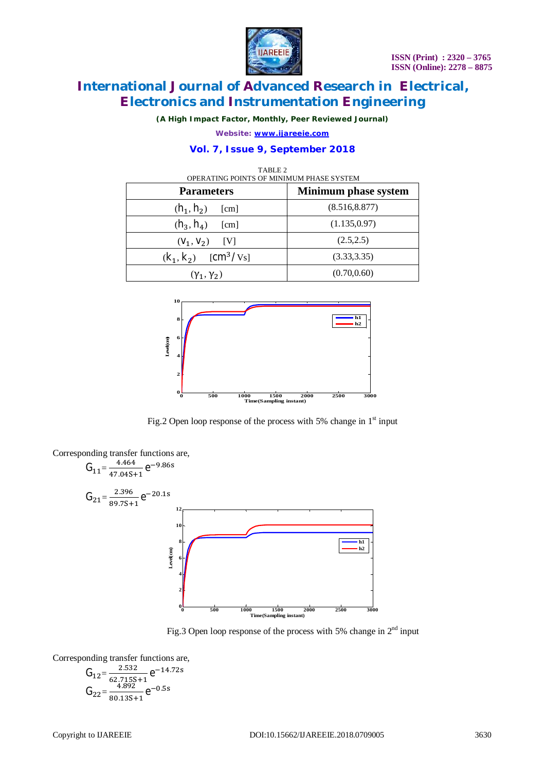TABLE 2

OPERATING POINTS OF MINIMUM PHASE SYSTEM

| Parameters | Minimum phase system |
| --- | --- |
| $(h_1, h_2)$ [cm] | (8.516,8.877) |
| $(h_3, h_4)$ [cm] | (1.135,0.97) |
| $(v_1, v_2)$ [V] | (2.5,2.5) |
| $(k_1, k_2)$ $[cm^3/Vs]$ | (3.33,3.35) |
| $(\gamma_1, \gamma_2)$ | (0.70,0.60) |

Fig.2 Open loop response of the process with 5% change in 1st input

Corresponding transfer functions are,

$$G_{11} = \frac{4.464}{47.04S+1} e^{-9.86s}$$

$$G_{21} = \frac{2.396}{89.7S+1} e^{-20.1s}$$

Fig.3 Open loop response of the process with 5% change in 2nd input

Corresponding transfer functions are,

$$G_{12} = \frac{2.532}{62.715S+1} e^{-14.72s}$$

$$G_{22} = \frac{4.892}{80.13S+1} e^{-0.5s}$$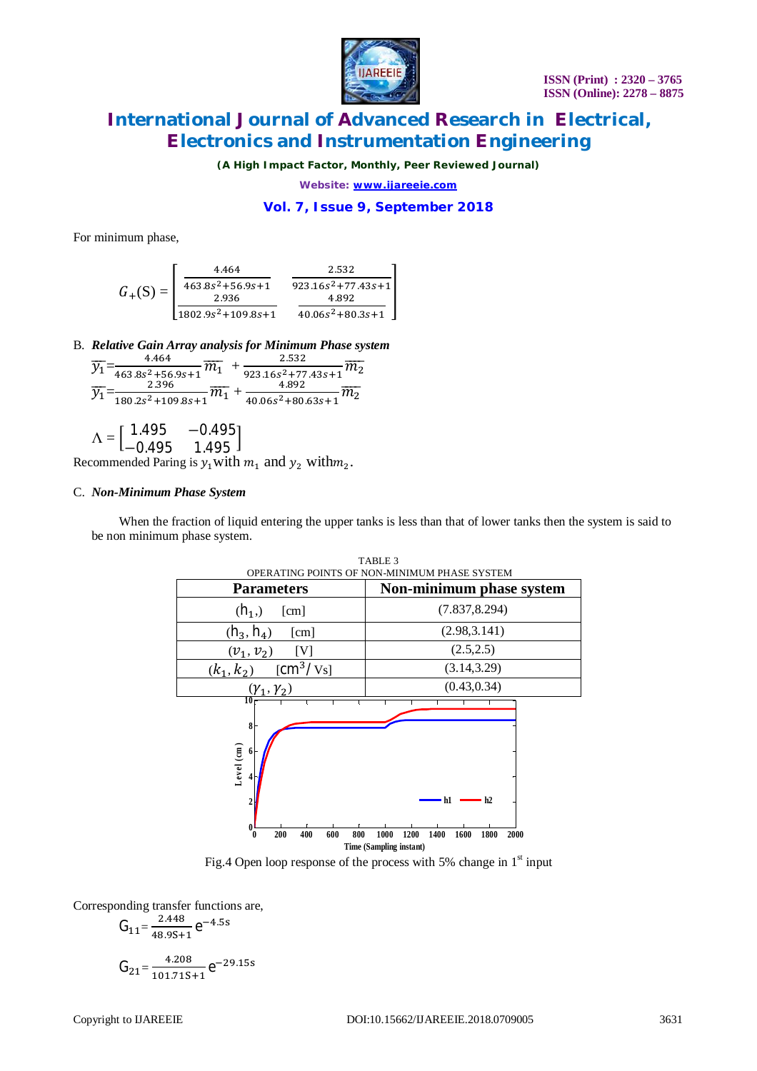For minimum phase,

$$G_{+}(S) = \begin{bmatrix} \frac{4.464}{463.8s^2+56.9s+1} & \frac{2.532}{923.16s^2+77.43s+1} \\ \frac{2.936}{1802.9s^2+109.8s+1} & \frac{4.892}{40.06s^2+80.3s+1} \end{bmatrix}$$

B. ***Relative Gain Array analysis for Minimum Phase system***

$$\overline{y_1} = \frac{4.464}{463.8s^2+56.9s+1}\overline{m_1} + \frac{2.532}{923.16s^2+77.43s+1}\overline{m_2}$$

$$\overline{y_1} = \frac{2.396}{180.2s^2+109.8s+1}\overline{m_1} + \frac{4.892}{40.06s^2+80.63s+1}\overline{m_2}$$

$$\Lambda = \begin{bmatrix} 1.495 & -0.495 \\ -0.495 & 1.495 \end{bmatrix}$$

Recommended Paring is $y_1$ with $m_1$ and $y_2$ with $m_2$.

C. ***Non-Minimum Phase System***

When the fraction of liquid entering the upper tanks is less than that of lower tanks then the system is said to be non minimum phase system.

TABLE 3
OPERATING POINTS OF NON-MINIMUM PHASE SYSTEM

| Parameters | Non-minimum phase system |
|---|---|
| $(h_1,)$ [cm] | (7.837,8.294) |
| $(h_3, h_4)$ [cm] | (2.98,3.141) |
| $(v_1, v_2)$ [V] | (2.5,2.5) |
| $(k_1, k_2)$ [$cm^3$/ Vs] | (3.14,3.29) |
| $(\gamma_1, \gamma_2)$ | (0.43,0.34) |

Fig.4 Open loop response of the process with 5% change in 1st input

Corresponding transfer functions are,

$$G_{11} = \frac{2.448}{48.9S+1}e^{-4.5s}$$

$$G_{21} = \frac{4.208}{101.71S+1}e^{-29.15s}$$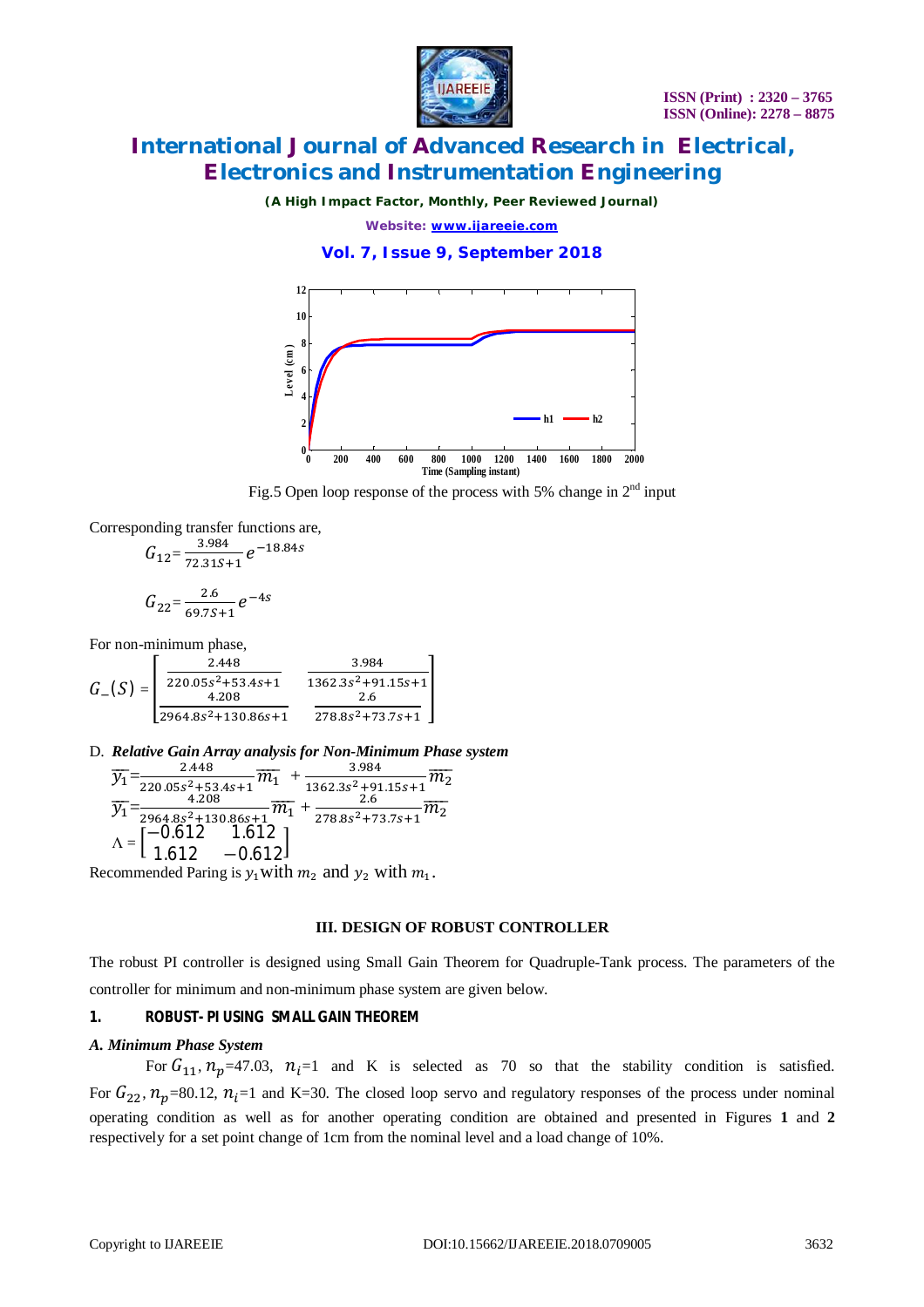Fig.5 Open loop response of the process with 5% change in 2nd input

Corresponding transfer functions are,

$$G_{12}=\frac{3.984}{72.31S+1}e^{-18.84s}$$

$$G_{22}=\frac{2.6}{69.7S+1}e^{-4s}$$

For non-minimum phase,

$$G\_(S)=\begin{bmatrix}\frac{2.448}{220.05s^2+53.4s+1} & \frac{3.984}{1362.3s^2+91.15s+1}\\ \frac{4.208}{2964.8s^2+130.86s+1} & \frac{2.6}{278.8s^2+73.7s+1}\end{bmatrix}$$

D. ***Relative Gain Array analysis for Non-Minimum Phase system***

$$\overline{y_1}=\frac{2.448}{220.05s^2+53.4s+1}\overline{m_1}+\frac{3.984}{1362.3s^2+91.15s+1}\overline{m_2}$$

$$\overline{y_1}=\frac{4.208}{2964.8s^2+130.86s+1}\overline{m_1}+\frac{2.6}{278.8s^2+73.7s+1}\overline{m_2}$$

$$\Lambda=\begin{bmatrix}-0.612 & 1.612\\ 1.612 & -0.612\end{bmatrix}$$

Recommended Paring is $y_1$ with $m_2$ and $y_2$ with $m_1$.

## III. DESIGN OF ROBUST CONTROLLER

The robust PI controller is designed using Small Gain Theorem for Quadruple-Tank process. The parameters of the controller for minimum and non-minimum phase system are given below.

### 1. ROBUST- PI USING SMALL GAIN THEOREM

*A. Minimum Phase System*

For $G_{11}$, $n_p$=47.03, $n_i$=1 and K is selected as 70 so that the stability condition is satisfied. For $G_{22}$, $n_p$=80.12, $n_i$=1 and K=30. The closed loop servo and regulatory responses of the process under nominal operating condition as well as for another operating condition are obtained and presented in Figures **1** and **2** respectively for a set point change of 1cm from the nominal level and a load change of 10%.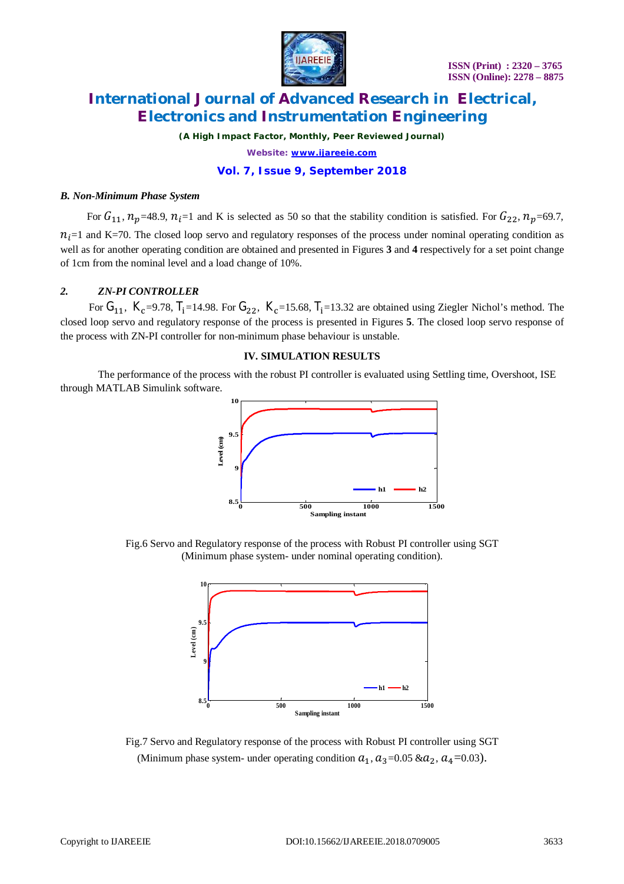### B. Non-Minimum Phase System

For $G_{11}$, $n_p$=48.9, $n_i$=1 and K is selected as 50 so that the stability condition is satisfied. For $G_{22}$, $n_p$=69.7, $n_i$=1 and K=70. The closed loop servo and regulatory responses of the process under nominal operating condition as well as for another operating condition are obtained and presented in Figures **3** and **4** respectively for a set point change of 1cm from the nominal level and a load change of 10%.

### 2. ZN-PI CONTROLLER

For $G_{11}$, $K_c$=9.78, $T_i$=14.98. For $G_{22}$, $K_c$=15.68, $T_i$=13.32 are obtained using Ziegler Nichol's method. The closed loop servo and regulatory response of the process is presented in Figures **5**. The closed loop servo response of the process with ZN-PI controller for non-minimum phase behaviour is unstable.

## IV. SIMULATION RESULTS

The performance of the process with the robust PI controller is evaluated using Settling time, Overshoot, ISE through MATLAB Simulink software.

Fig.6 Servo and Regulatory response of the process with Robust PI controller using SGT (Minimum phase system- under nominal operating condition).

Fig.7 Servo and Regulatory response of the process with Robust PI controller using SGT (Minimum phase system- under operating condition $a_1, a_3$=0.05 &$a_2, a_4$=0.03).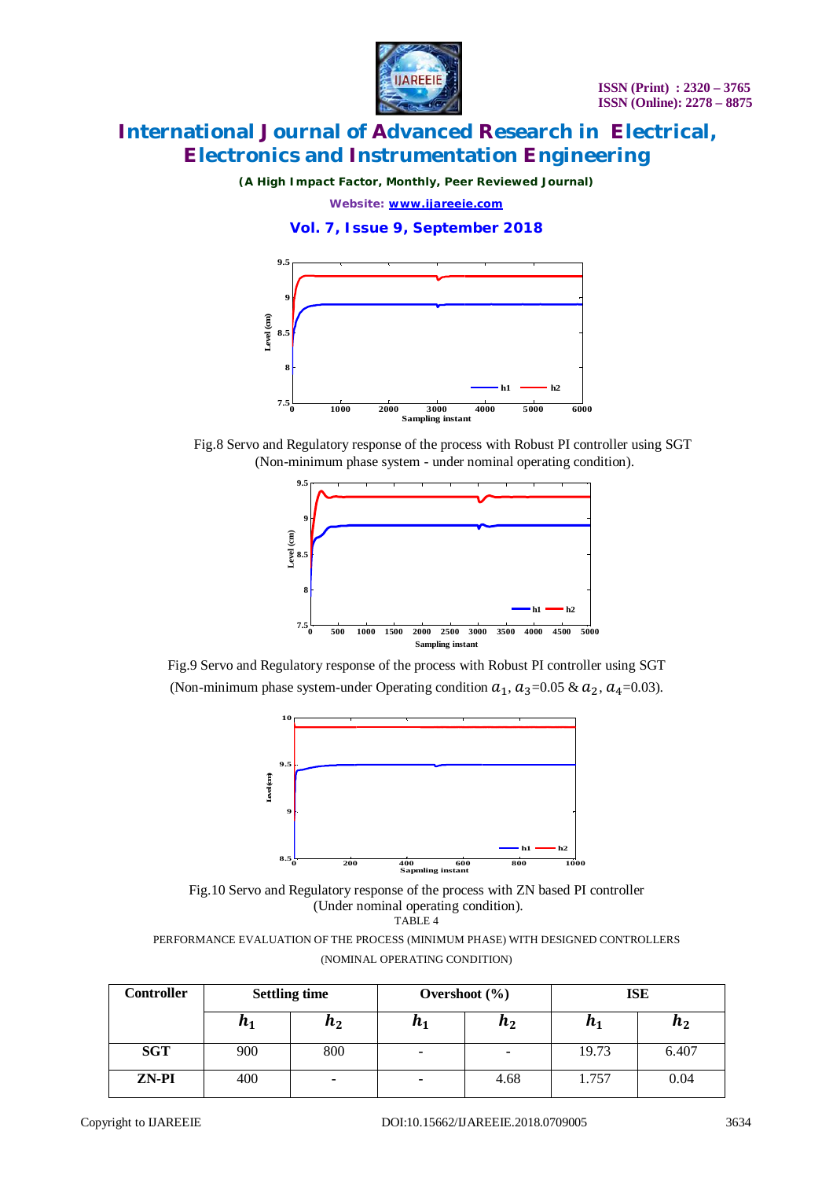Fig.8 Servo and Regulatory response of the process with Robust PI controller using SGT (Non-minimum phase system - under nominal operating condition).

Fig.9 Servo and Regulatory response of the process with Robust PI controller using SGT (Non-minimum phase system-under Operating condition $a_1$, $a_3$=0.05 & $a_2$, $a_4$=0.03).

Fig.10 Servo and Regulatory response of the process with ZN based PI controller (Under nominal operating condition).

TABLE 4

PERFORMANCE EVALUATION OF THE PROCESS (MINIMUM PHASE) WITH DESIGNED CONTROLLERS (NOMINAL OPERATING CONDITION)

| Controller | Settling time | | Overshoot (%) | | ISE | |
|---|---|---|---|---|---|---|
| | $h_1$ | $h_2$ | $h_1$ | $h_2$ | $h_1$ | $h_2$ |
| **SGT** | 900 | 800 | - | - | 19.73 | 6.407 |
| **ZN-PI** | 400 | - | - | 4.68 | 1.757 | 0.04 |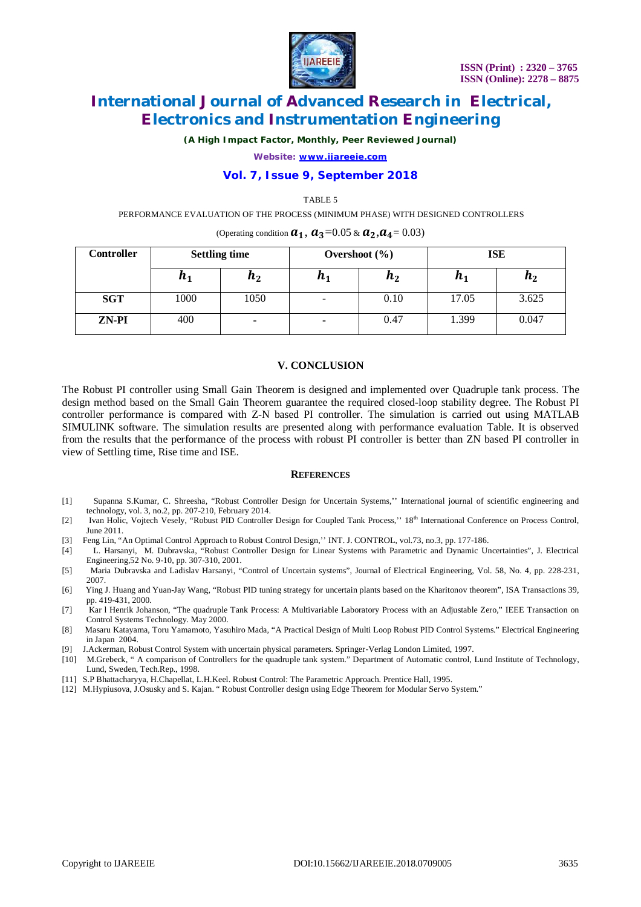TABLE 5

PERFORMANCE EVALUATION OF THE PROCESS (MINIMUM PHASE) WITH DESIGNED CONTROLLERS

(Operating condition $a_1$, $a_3$=0.05 & $a_2$,$a_4$= 0.03)

| Controller | Settling time | | Overshoot (%) | | ISE | |
|---|---|---|---|---|---|---|
| | $h_1$ | $h_2$ | $h_1$ | $h_2$ | $h_1$ | $h_2$ |
| **SGT** | 1000 | 1050 | - | 0.10 | 17.05 | 3.625 |
| **ZN-PI** | 400 | - | - | 0.47 | 1.399 | 0.047 |

## V. CONCLUSION

The Robust PI controller using Small Gain Theorem is designed and implemented over Quadruple tank process. The design method based on the Small Gain Theorem guarantee the required closed-loop stability degree. The Robust PI controller performance is compared with Z-N based PI controller. The simulation is carried out using MATLAB SIMULINK software. The simulation results are presented along with performance evaluation Table. It is observed from the results that the performance of the process with robust PI controller is better than ZN based PI controller in view of Settling time, Rise time and ISE.

## REFERENCES

[1] Supanna S.Kumar, C. Shreesha, "Robust Controller Design for Uncertain Systems,'' International journal of scientific engineering and technology, vol. 3, no.2, pp. 207-210, February 2014.

[2] Ivan Holic, Vojtech Vesely, "Robust PID Controller Design for Coupled Tank Process,'' 18th International Conference on Process Control, June 2011.

[3] Feng Lin, "An Optimal Control Approach to Robust Control Design,'' INT. J. CONTROL, vol.73, no.3, pp. 177-186.

[4] L. Harsanyi, M. Dubravska, "Robust Controller Design for Linear Systems with Parametric and Dynamic Uncertainties", J. Electrical Engineering,52 No. 9-10, pp. 307-310, 2001.

[5] Maria Dubravska and Ladislav Harsanyi, "Control of Uncertain systems", Journal of Electrical Engineering, Vol. 58, No. 4, pp. 228-231, 2007.

[6] Ying J. Huang and Yuan-Jay Wang, "Robust PID tuning strategy for uncertain plants based on the Kharitonov theorem", ISA Transactions 39, pp. 419-431, 2000.

[7] Kar l Henrik Johanson, "The quadruple Tank Process: A Multivariable Laboratory Process with an Adjustable Zero," IEEE Transaction on Control Systems Technology. May 2000.

[8] Masaru Katayama, Toru Yamamoto, Yasuhiro Mada, "A Practical Design of Multi Loop Robust PID Control Systems." Electrical Engineering in Japan 2004.

[9] J.Ackerman, Robust Control System with uncertain physical parameters. Springer-Verlag London Limited, 1997.

[10] M.Grebeck, " A comparison of Controllers for the quadruple tank system." Department of Automatic control, Lund Institute of Technology, Lund, Sweden, Tech.Rep., 1998.

[11] S.P Bhattacharyya, H.Chapellat, L.H.Keel. Robust Control: The Parametric Approach. Prentice Hall, 1995.

[12] M.Hypiusova, J.Osusky and S. Kajan. " Robust Controller design using Edge Theorem for Modular Servo System."